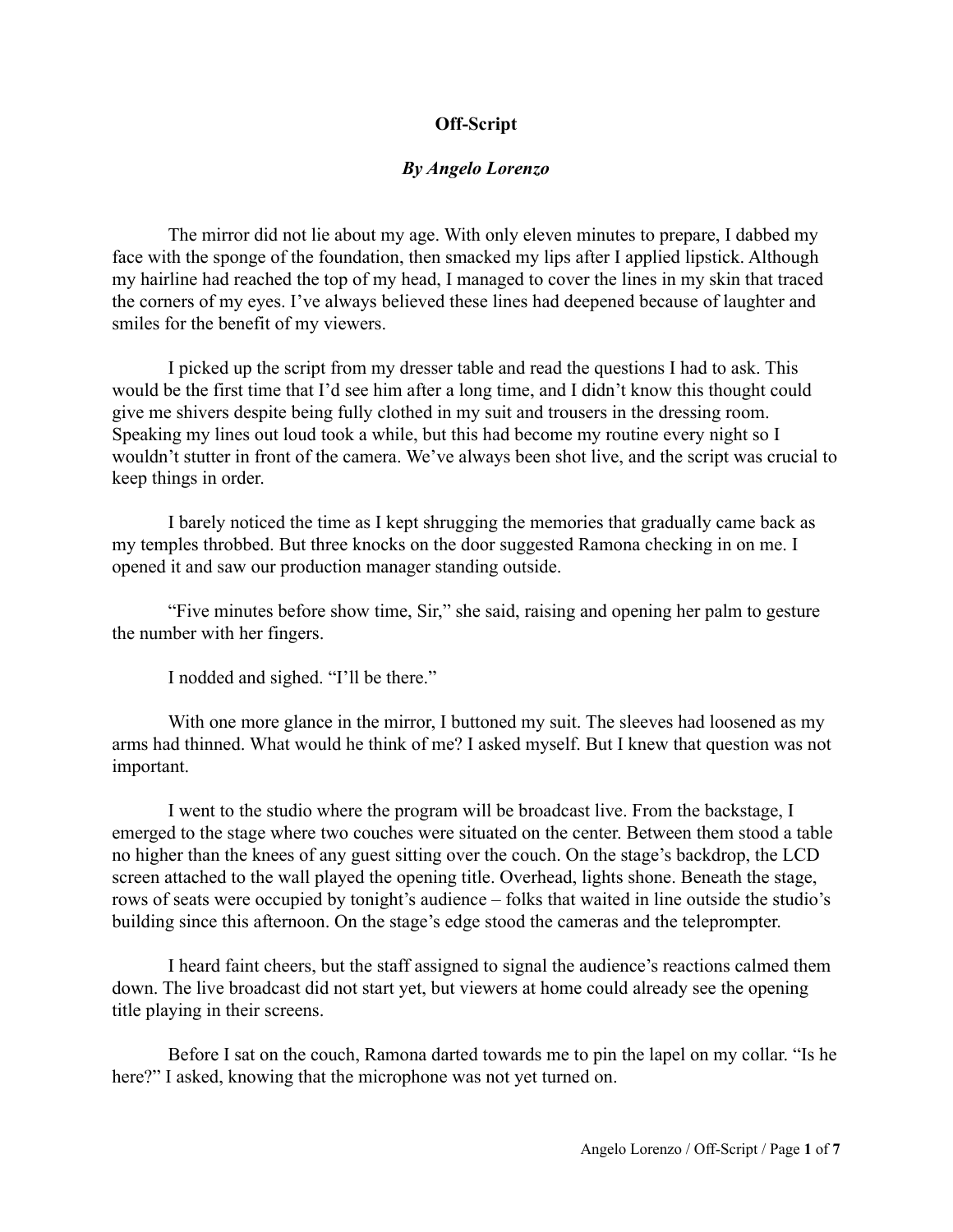# Off-Script

***By Angelo Lorenzo***

The mirror did not lie about my age. With only eleven minutes to prepare, I dabbed my face with the sponge of the foundation, then smacked my lips after I applied lipstick. Although my hairline had reached the top of my head, I managed to cover the lines in my skin that traced the corners of my eyes. I've always believed these lines had deepened because of laughter and smiles for the benefit of my viewers.

I picked up the script from my dresser table and read the questions I had to ask. This would be the first time that I'd see him after a long time, and I didn't know this thought could give me shivers despite being fully clothed in my suit and trousers in the dressing room. Speaking my lines out loud took a while, but this had become my routine every night so I wouldn't stutter in front of the camera. We've always been shot live, and the script was crucial to keep things in order.

I barely noticed the time as I kept shrugging the memories that gradually came back as my temples throbbed. But three knocks on the door suggested Ramona checking in on me. I opened it and saw our production manager standing outside.

"Five minutes before show time, Sir," she said, raising and opening her palm to gesture the number with her fingers.

I nodded and sighed. "I'll be there."

With one more glance in the mirror, I buttoned my suit. The sleeves had loosened as my arms had thinned. What would he think of me? I asked myself. But I knew that question was not important.

I went to the studio where the program will be broadcast live. From the backstage, I emerged to the stage where two couches were situated on the center. Between them stood a table no higher than the knees of any guest sitting over the couch. On the stage's backdrop, the LCD screen attached to the wall played the opening title. Overhead, lights shone. Beneath the stage, rows of seats were occupied by tonight's audience – folks that waited in line outside the studio's building since this afternoon. On the stage's edge stood the cameras and the teleprompter.

I heard faint cheers, but the staff assigned to signal the audience's reactions calmed them down. The live broadcast did not start yet, but viewers at home could already see the opening title playing in their screens.

Before I sat on the couch, Ramona darted towards me to pin the lapel on my collar. "Is he here?" I asked, knowing that the microphone was not yet turned on.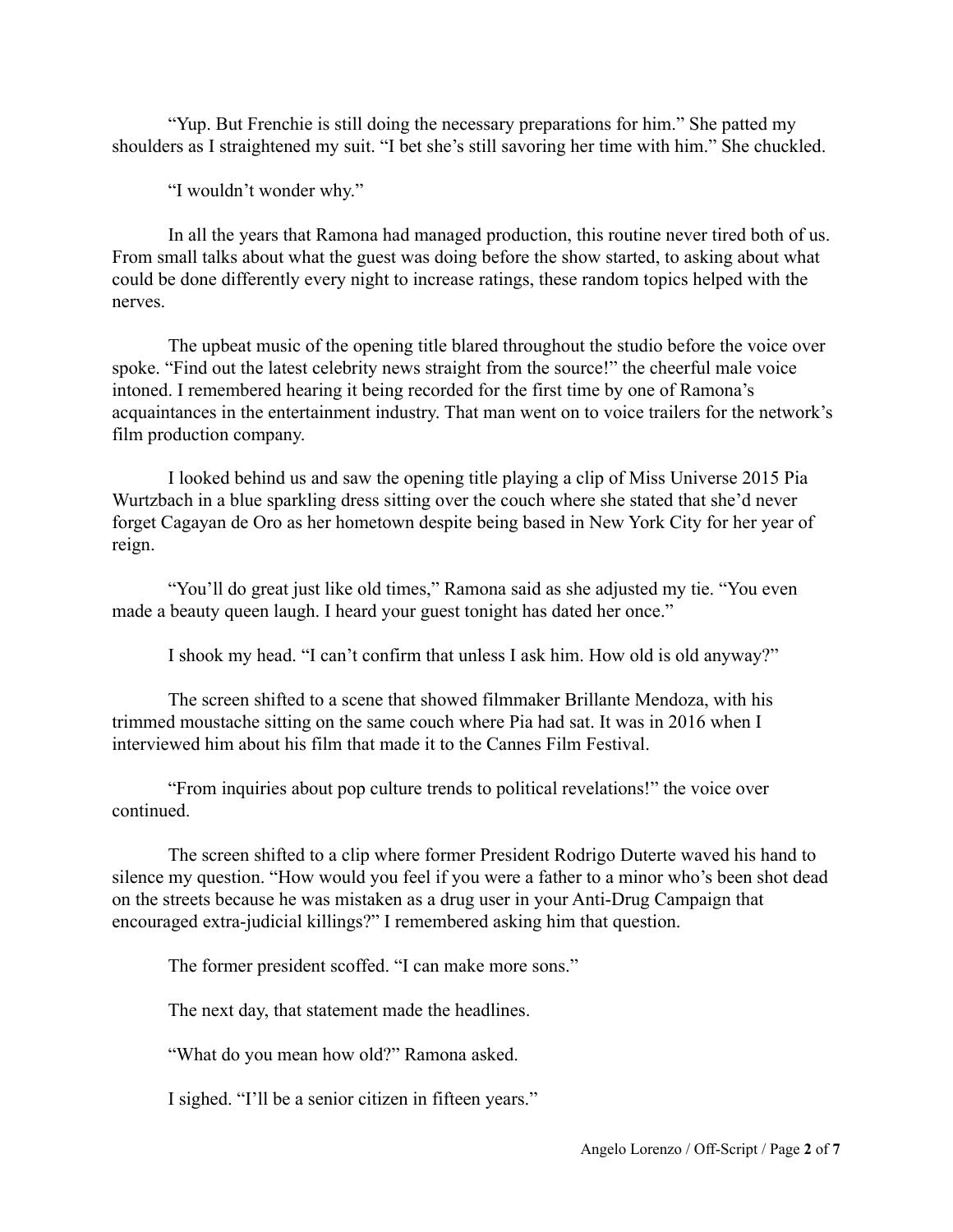"Yup. But Frenchie is still doing the necessary preparations for him." She patted my shoulders as I straightened my suit. "I bet she's still savoring her time with him." She chuckled.

"I wouldn't wonder why."

In all the years that Ramona had managed production, this routine never tired both of us. From small talks about what the guest was doing before the show started, to asking about what could be done differently every night to increase ratings, these random topics helped with the nerves.

The upbeat music of the opening title blared throughout the studio before the voice over spoke. "Find out the latest celebrity news straight from the source!" the cheerful male voice intoned. I remembered hearing it being recorded for the first time by one of Ramona's acquaintances in the entertainment industry. That man went on to voice trailers for the network's film production company.

I looked behind us and saw the opening title playing a clip of Miss Universe 2015 Pia Wurtzbach in a blue sparkling dress sitting over the couch where she stated that she'd never forget Cagayan de Oro as her hometown despite being based in New York City for her year of reign.

"You'll do great just like old times," Ramona said as she adjusted my tie. "You even made a beauty queen laugh. I heard your guest tonight has dated her once."

I shook my head. "I can't confirm that unless I ask him. How old is old anyway?"

The screen shifted to a scene that showed filmmaker Brillante Mendoza, with his trimmed moustache sitting on the same couch where Pia had sat. It was in 2016 when I interviewed him about his film that made it to the Cannes Film Festival.

"From inquiries about pop culture trends to political revelations!" the voice over continued.

The screen shifted to a clip where former President Rodrigo Duterte waved his hand to silence my question. "How would you feel if you were a father to a minor who's been shot dead on the streets because he was mistaken as a drug user in your Anti-Drug Campaign that encouraged extra-judicial killings?" I remembered asking him that question.

The former president scoffed. "I can make more sons."

The next day, that statement made the headlines.

"What do you mean how old?" Ramona asked.

I sighed. "I'll be a senior citizen in fifteen years."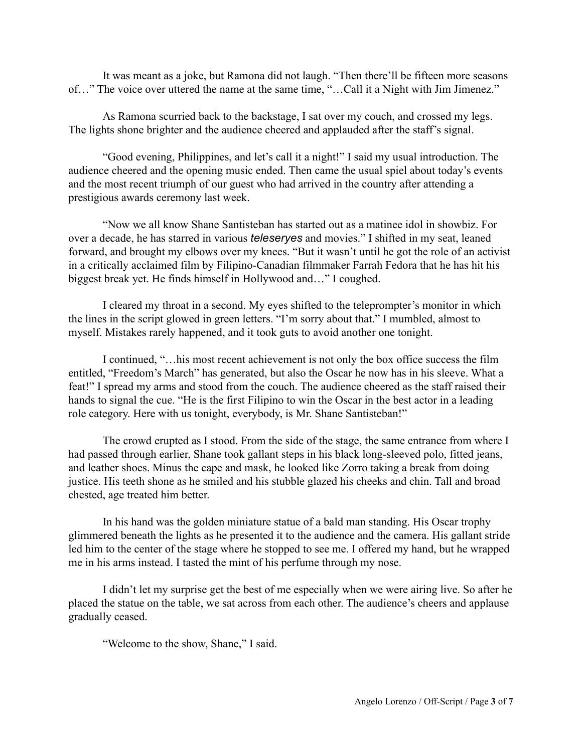It was meant as a joke, but Ramona did not laugh. "Then there'll be fifteen more seasons of…" The voice over uttered the name at the same time, "…Call it a Night with Jim Jimenez."

As Ramona scurried back to the backstage, I sat over my couch, and crossed my legs. The lights shone brighter and the audience cheered and applauded after the staff's signal.

"Good evening, Philippines, and let's call it a night!" I said my usual introduction. The audience cheered and the opening music ended. Then came the usual spiel about today's events and the most recent triumph of our guest who had arrived in the country after attending a prestigious awards ceremony last week.

"Now we all know Shane Santisteban has started out as a matinee idol in showbiz. For over a decade, he has starred in various *teleseryes* and movies." I shifted in my seat, leaned forward, and brought my elbows over my knees. "But it wasn't until he got the role of an activist in a critically acclaimed film by Filipino-Canadian filmmaker Farrah Fedora that he has hit his biggest break yet. He finds himself in Hollywood and…" I coughed.

I cleared my throat in a second. My eyes shifted to the teleprompter's monitor in which the lines in the script glowed in green letters. "I'm sorry about that." I mumbled, almost to myself. Mistakes rarely happened, and it took guts to avoid another one tonight.

I continued, "…his most recent achievement is not only the box office success the film entitled, "Freedom's March" has generated, but also the Oscar he now has in his sleeve. What a feat!" I spread my arms and stood from the couch. The audience cheered as the staff raised their hands to signal the cue. "He is the first Filipino to win the Oscar in the best actor in a leading role category. Here with us tonight, everybody, is Mr. Shane Santisteban!"

The crowd erupted as I stood. From the side of the stage, the same entrance from where I had passed through earlier, Shane took gallant steps in his black long-sleeved polo, fitted jeans, and leather shoes. Minus the cape and mask, he looked like Zorro taking a break from doing justice. His teeth shone as he smiled and his stubble glazed his cheeks and chin. Tall and broad chested, age treated him better.

In his hand was the golden miniature statue of a bald man standing. His Oscar trophy glimmered beneath the lights as he presented it to the audience and the camera. His gallant stride led him to the center of the stage where he stopped to see me. I offered my hand, but he wrapped me in his arms instead. I tasted the mint of his perfume through my nose.

I didn't let my surprise get the best of me especially when we were airing live. So after he placed the statue on the table, we sat across from each other. The audience's cheers and applause gradually ceased.

"Welcome to the show, Shane," I said.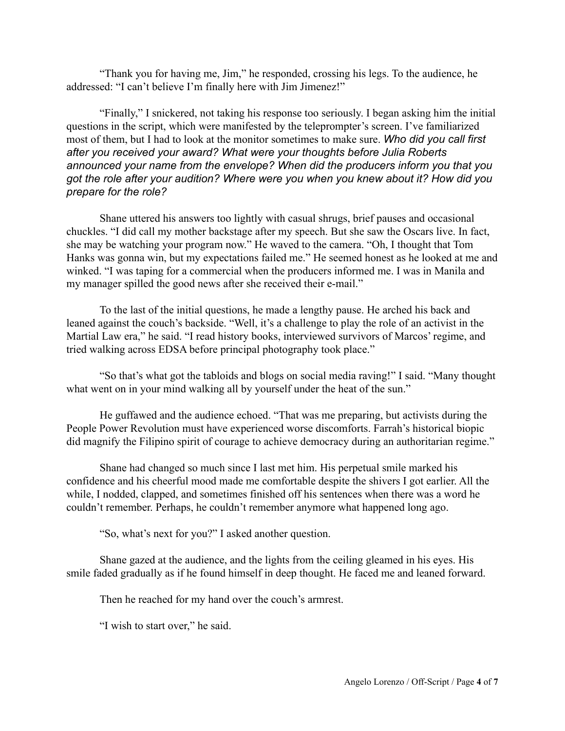"Thank you for having me, Jim," he responded, crossing his legs. To the audience, he addressed: "I can't believe I'm finally here with Jim Jimenez!"

"Finally," I snickered, not taking his response too seriously. I began asking him the initial questions in the script, which were manifested by the teleprompter's screen. I've familiarized most of them, but I had to look at the monitor sometimes to make sure. *Who did you call first after you received your award? What were your thoughts before Julia Roberts announced your name from the envelope? When did the producers inform you that you got the role after your audition? Where were you when you knew about it? How did you prepare for the role?*

Shane uttered his answers too lightly with casual shrugs, brief pauses and occasional chuckles. "I did call my mother backstage after my speech. But she saw the Oscars live. In fact, she may be watching your program now." He waved to the camera. "Oh, I thought that Tom Hanks was gonna win, but my expectations failed me." He seemed honest as he looked at me and winked. "I was taping for a commercial when the producers informed me. I was in Manila and my manager spilled the good news after she received their e-mail."

To the last of the initial questions, he made a lengthy pause. He arched his back and leaned against the couch's backside. "Well, it's a challenge to play the role of an activist in the Martial Law era," he said. "I read history books, interviewed survivors of Marcos' regime, and tried walking across EDSA before principal photography took place."

"So that's what got the tabloids and blogs on social media raving!" I said. "Many thought what went on in your mind walking all by yourself under the heat of the sun."

He guffawed and the audience echoed. "That was me preparing, but activists during the People Power Revolution must have experienced worse discomforts. Farrah's historical biopic did magnify the Filipino spirit of courage to achieve democracy during an authoritarian regime."

Shane had changed so much since I last met him. His perpetual smile marked his confidence and his cheerful mood made me comfortable despite the shivers I got earlier. All the while, I nodded, clapped, and sometimes finished off his sentences when there was a word he couldn't remember. Perhaps, he couldn't remember anymore what happened long ago.

"So, what's next for you?" I asked another question.

Shane gazed at the audience, and the lights from the ceiling gleamed in his eyes. His smile faded gradually as if he found himself in deep thought. He faced me and leaned forward.

Then he reached for my hand over the couch's armrest.

"I wish to start over," he said.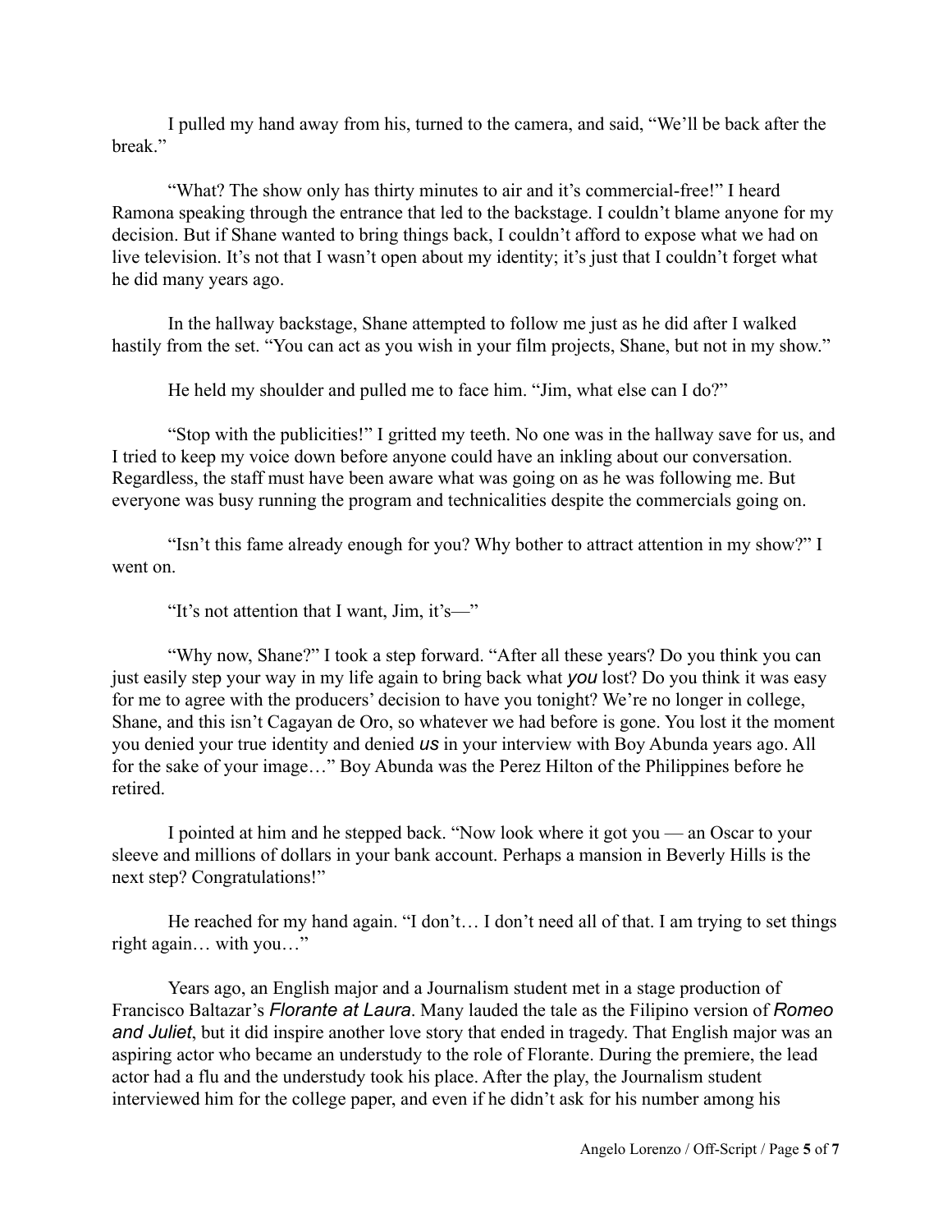I pulled my hand away from his, turned to the camera, and said, "We'll be back after the break."

"What? The show only has thirty minutes to air and it's commercial-free!" I heard Ramona speaking through the entrance that led to the backstage. I couldn't blame anyone for my decision. But if Shane wanted to bring things back, I couldn't afford to expose what we had on live television. It's not that I wasn't open about my identity; it's just that I couldn't forget what he did many years ago.

In the hallway backstage, Shane attempted to follow me just as he did after I walked hastily from the set. "You can act as you wish in your film projects, Shane, but not in my show."

He held my shoulder and pulled me to face him. "Jim, what else can I do?"

"Stop with the publicities!" I gritted my teeth. No one was in the hallway save for us, and I tried to keep my voice down before anyone could have an inkling about our conversation. Regardless, the staff must have been aware what was going on as he was following me. But everyone was busy running the program and technicalities despite the commercials going on.

"Isn't this fame already enough for you? Why bother to attract attention in my show?" I went on.

"It's not attention that I want, Jim, it's—"

"Why now, Shane?" I took a step forward. "After all these years? Do you think you can just easily step your way in my life again to bring back what *you* lost? Do you think it was easy for me to agree with the producers' decision to have you tonight? We're no longer in college, Shane, and this isn't Cagayan de Oro, so whatever we had before is gone. You lost it the moment you denied your true identity and denied *us* in your interview with Boy Abunda years ago. All for the sake of your image…" Boy Abunda was the Perez Hilton of the Philippines before he retired.

I pointed at him and he stepped back. "Now look where it got you — an Oscar to your sleeve and millions of dollars in your bank account. Perhaps a mansion in Beverly Hills is the next step? Congratulations!"

He reached for my hand again. "I don't… I don't need all of that. I am trying to set things right again… with you…"

Years ago, an English major and a Journalism student met in a stage production of Francisco Baltazar's *Florante at Laura*. Many lauded the tale as the Filipino version of *Romeo and Juliet*, but it did inspire another love story that ended in tragedy. That English major was an aspiring actor who became an understudy to the role of Florante. During the premiere, the lead actor had a flu and the understudy took his place. After the play, the Journalism student interviewed him for the college paper, and even if he didn't ask for his number among his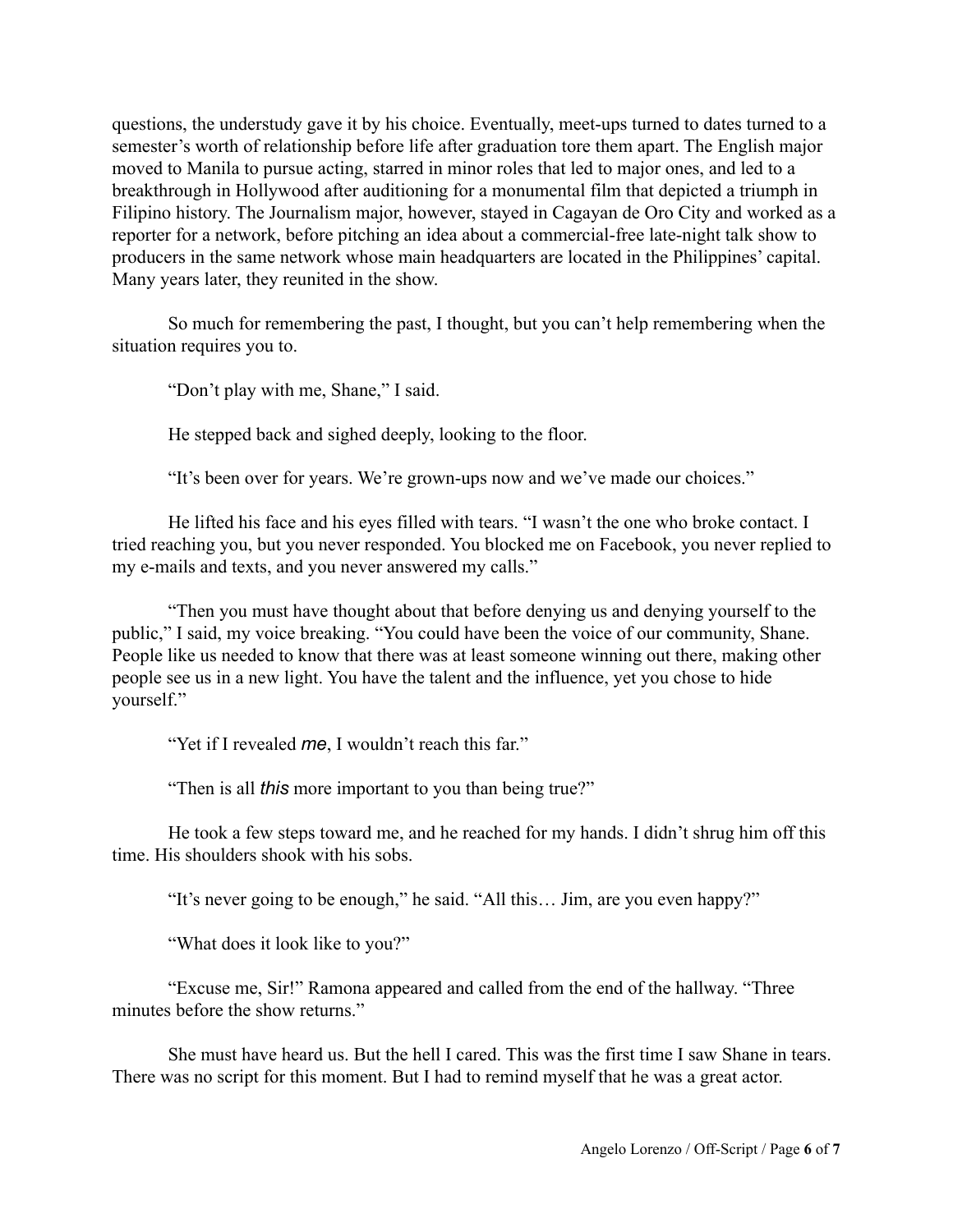questions, the understudy gave it by his choice. Eventually, meet-ups turned to dates turned to a semester's worth of relationship before life after graduation tore them apart. The English major moved to Manila to pursue acting, starred in minor roles that led to major ones, and led to a breakthrough in Hollywood after auditioning for a monumental film that depicted a triumph in Filipino history. The Journalism major, however, stayed in Cagayan de Oro City and worked as a reporter for a network, before pitching an idea about a commercial-free late-night talk show to producers in the same network whose main headquarters are located in the Philippines' capital. Many years later, they reunited in the show.

So much for remembering the past, I thought, but you can't help remembering when the situation requires you to.

"Don't play with me, Shane," I said.

He stepped back and sighed deeply, looking to the floor.

"It's been over for years. We're grown-ups now and we've made our choices."

He lifted his face and his eyes filled with tears. "I wasn't the one who broke contact. I tried reaching you, but you never responded. You blocked me on Facebook, you never replied to my e-mails and texts, and you never answered my calls."

"Then you must have thought about that before denying us and denying yourself to the public," I said, my voice breaking. "You could have been the voice of our community, Shane. People like us needed to know that there was at least someone winning out there, making other people see us in a new light. You have the talent and the influence, yet you chose to hide yourself."

"Yet if I revealed *me*, I wouldn't reach this far."

"Then is all *this* more important to you than being true?"

He took a few steps toward me, and he reached for my hands. I didn't shrug him off this time. His shoulders shook with his sobs.

"It's never going to be enough," he said. "All this… Jim, are you even happy?"

"What does it look like to you?"

"Excuse me, Sir!" Ramona appeared and called from the end of the hallway. "Three minutes before the show returns."

She must have heard us. But the hell I cared. This was the first time I saw Shane in tears. There was no script for this moment. But I had to remind myself that he was a great actor.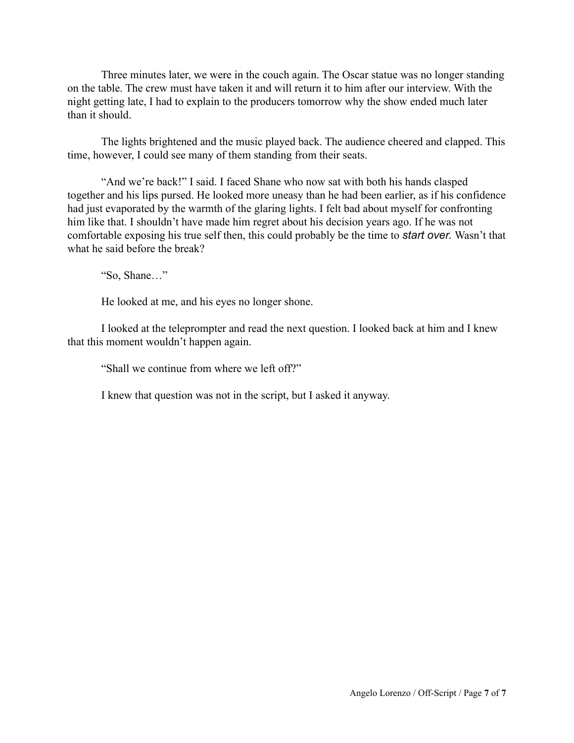Three minutes later, we were in the couch again. The Oscar statue was no longer standing on the table. The crew must have taken it and will return it to him after our interview. With the night getting late, I had to explain to the producers tomorrow why the show ended much later than it should.

The lights brightened and the music played back. The audience cheered and clapped. This time, however, I could see many of them standing from their seats.

"And we're back!" I said. I faced Shane who now sat with both his hands clasped together and his lips pursed. He looked more uneasy than he had been earlier, as if his confidence had just evaporated by the warmth of the glaring lights. I felt bad about myself for confronting him like that. I shouldn't have made him regret about his decision years ago. If he was not comfortable exposing his true self then, this could probably be the time to *start over.* Wasn't that what he said before the break?

"So, Shane…"

He looked at me, and his eyes no longer shone.

I looked at the teleprompter and read the next question. I looked back at him and I knew that this moment wouldn't happen again.

"Shall we continue from where we left off?"

I knew that question was not in the script, but I asked it anyway.